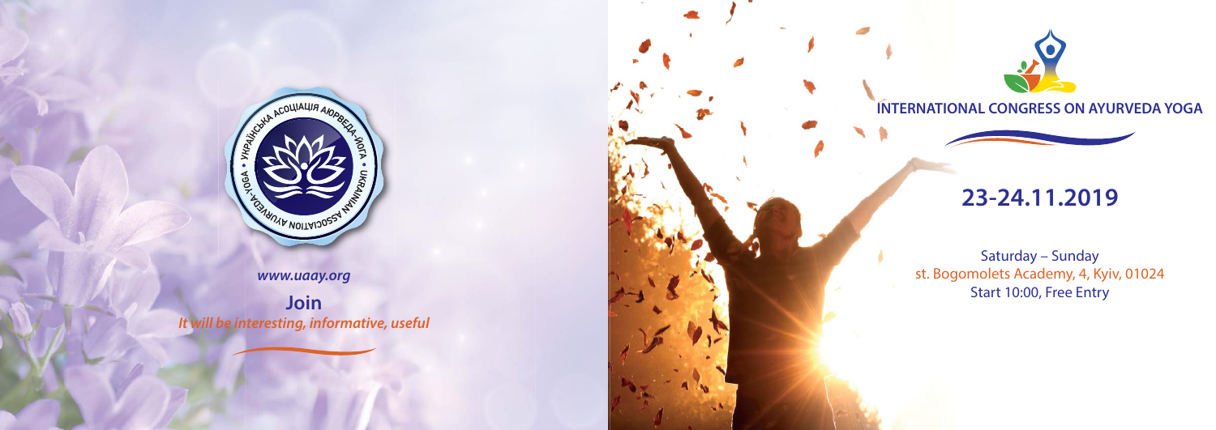www.uaay.org

**Join**

*It will be interesting, informative, useful*

# INTERNATIONAL CONGRESS ON AYURVEDA YOGA

## 23-24.11.2019

Saturday – Sunday
st. Bogomolets Academy, 4, Kyiv, 01024
Start 10:00, Free Entry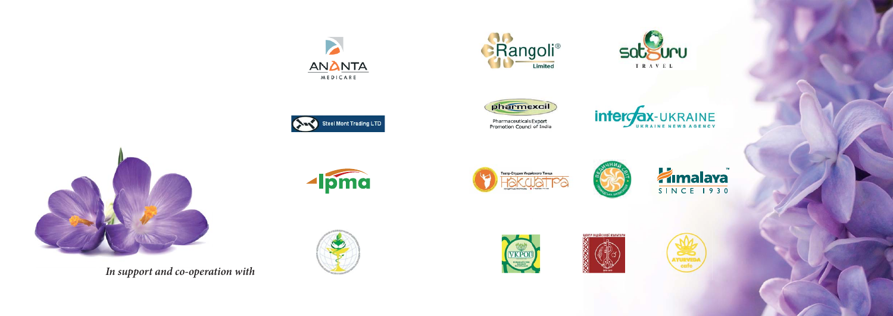*In support and co-operation with*

ANANTA MEDICARE

Rangoli® Limited

satguru TRAVEL

Steel Mont Trading LTD

pharmexcil

Pharmaceuticals Export Promotion Council of India

interfax-UKRAINE UKRAINE NEWS AGENCY

Ipma

Театр-Студия Индийского Танца Накшатра

Himalaya SINCE 1930

VKPOI

ЦЕНТР ІНДІЙСЬКОЇ КУЛЬТУРИ

AYURVEDA cafe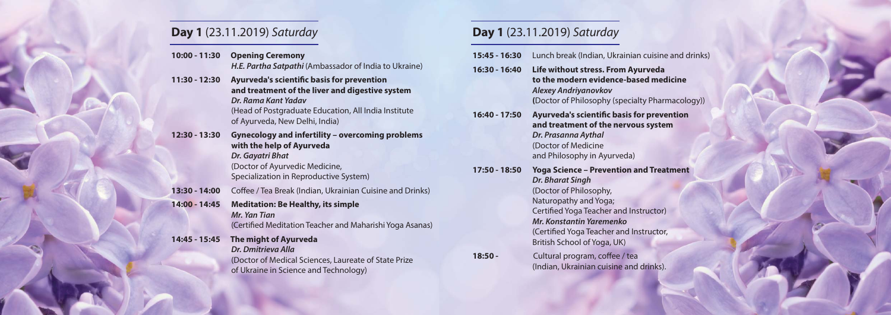## **Day 1** (23.11.2019) *Saturday*

**10:00 - 11:30** **Opening Ceremony**
*H.E. Partha Satpathi* (Ambassador of India to Ukraine)

**11:30 - 12:30** **Ayurveda's scientific basis for prevention and treatment of the liver and digestive system**
***Dr. Rama Kant Yadav***
(Head of Postgraduate Education, All India Institute of Ayurveda, New Delhi, India)

**12:30 - 13:30** **Gynecology and infertility – overcoming problems with the help of Ayurveda**
***Dr. Gayatri Bhat***
(Doctor of Ayurvedic Medicine, Specialization in Reproductive System)

**13:30 - 14:00** Coffee / Tea Break (Indian, Ukrainian Cuisine and Drinks)

**14:00 - 14:45** **Meditation: Be Healthy, its simple**
***Mr. Yan Tian***
(Certified Meditation Teacher and Maharishi Yoga Asanas)

**14:45 - 15:45** **The might of Ayurveda**
***Dr. Dmitrieva Alla***
(Doctor of Medical Sciences, Laureate of State Prize of Ukraine in Science and Technology)

## **Day 1** (23.11.2019) *Saturday*

**15:45 - 16:30** Lunch break (Indian, Ukrainian cuisine and drinks)

**16:30 - 16:40** **Life without stress. From Ayurveda to the modern evidence-based medicine**
***Alexey Andriyanovkov***
**(**Doctor of Philosophy (specialty Pharmacology))

**16:40 - 17:50** **Ayurveda's scientific basis for prevention and treatment of the nervous system**
***Dr. Prasanna Aythal***
(Doctor of Medicine and Philosophy in Ayurveda)

**17:50 - 18:50** **Yoga Science – Prevention and Treatment**
***Dr. Bharat Singh***
(Doctor of Philosophy, Naturopathy and Yoga; Certified Yoga Teacher and Instructor)
***Mr. Konstantin Yaremenko***
(Certified Yoga Teacher and Instructor, British School of Yoga, UK)

**18:50 -** Cultural program, coffee / tea (Indian, Ukrainian cuisine and drinks).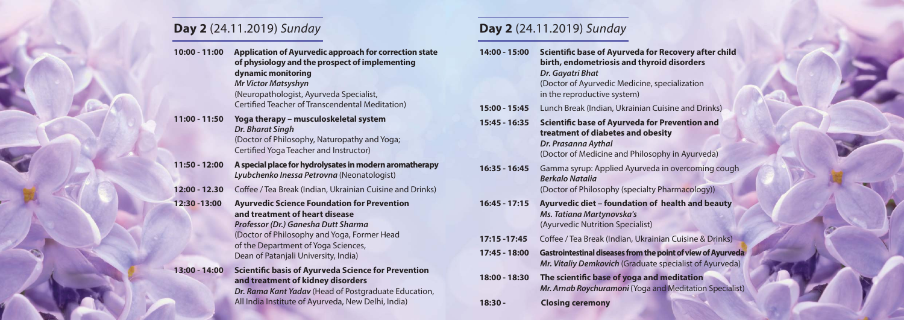## **Day 2** (24.11.2019) *Sunday*

**10:00 - 11:00** **Application of Ayurvedic approach for correction state of physiology and the prospect of implementing dynamic monitoring**
***Mr Victor Matsyshyn***
(Neuropathologist, Ayurveda Specialist, Certified Teacher of Transcendental Meditation)

**11:00 - 11:50** **Yoga therapy – musculoskeletal system**
***Dr. Bharat Singh***
(Doctor of Philosophy, Naturopathy and Yoga; Certified Yoga Teacher and Instructor)

**11:50 - 12:00** **A special place for hydrolysates in modern aromatherapy**
***Lyubchenko Inessa Petrovna*** (Neonatologist)

**12:00 - 12.30** Coffee / Tea Break (Indian, Ukrainian Cuisine and Drinks)

**12:30 -13:00** **Ayurvedic Science Foundation for Prevention and treatment of heart disease**
***Professor (Dr.) Ganesha Dutt Sharma***
(Doctor of Philosophy and Yoga, Former Head of the Department of Yoga Sciences, Dean of Patanjali University, India)

**13:00 - 14:00** **Scientific basis of Ayurveda Science for Prevention and treatment of kidney disorders**
***Dr. Rama Kant Yadav*** (Head of Postgraduate Education, All India Institute of Ayurveda, New Delhi, India)

## **Day 2** (24.11.2019) *Sunday*

**14:00 - 15:00** **Scientific base of Ayurveda for Recovery after child birth, endometriosis and thyroid disorders**
***Dr. Gayatri Bhat***
(Doctor of Ayurvedic Medicine, specialization in the reproductive system)

**15:00 - 15:45** Lunch Break (Indian, Ukrainian Cuisine and Drinks)

**15:45 - 16:35** **Scientific base of Ayurveda for Prevention and treatment of diabetes and obesity**
***Dr. Prasanna Aythal***
(Doctor of Medicine and Philosophy in Ayurveda)

**16:35 - 16:45** Gamma syrup: Applied Ayurveda in overcoming cough
***Berkalo Natalia***
(Doctor of Philosophy (specialty Pharmacology))

**16:45 - 17:15** **Ayurvedic diet – foundation of health and beauty**
***Ms. Tatiana Martynovska's***
(Ayurvedic Nutrition Specialist)

**17:15 -17:45** Coffee / Tea Break (Indian, Ukrainian Cuisine & Drinks)

**17:45 - 18:00** **Gastrointestinal diseases from the point of view of Ayurveda**
***Mr. Vitaliy Demkovich*** (Graduate specialist of Ayurveda)

**18:00 - 18:30** **The scientific base of yoga and meditation**
***Mr. Arnab Roychuramoni*** (Yoga and Meditation Specialist)

**18:30 -** **Closing ceremony**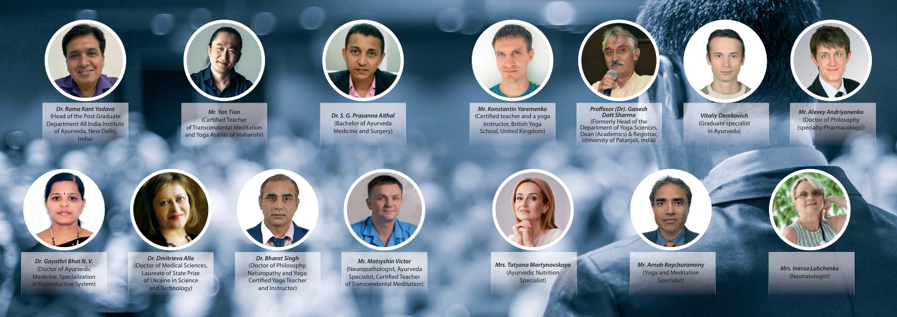***Dr. Rama Kant Yadava***
(Head of the Post Graduate Department All India Institute of Ayurveda, New Delhi, India)

***Mr. Yan Tian***
(Certified Teacher of Transcendental Meditation and Yoga Asanas of Maharishi)

***Dr. S. G. Prasanna Aithal***
(Bachelor of Ayurveda Medicine and Surgery)

***Mr. Konstantin Yaremenko***
(Certified teacher and a yoga instructor, British Yoga School, United Kingdom)

***Proffesor (Dr). Ganesh Datt Sharma***
(Formerly Head of the Department of Yoga Sciences, Dean (Academics) & Registrar, University of Patanjali, India)

***Vitaliy Demkovich***
(Graduate specialist in Ayurveda)

***Mr. Alexey Andriyanenko***
(Doctor of Philosophy (specialty Pharmacology))

***Dr. Gayathri Bhat N. V.***
(Doctor of Ayurvedic Medicine, Specialization in Reproductive System)

***Dr. Dmitrieva Alla***
(Doctor of Medical Sciences, Laureate of State Prize of Ukraine in Science and Technology)

***Dr. Bharat Singh***
(Doctor of Philosophy, Naturopathy and Yoga; Certified Yoga Teacher and Instructor)

***Mr. Matsyshin Victor***
(Neuropathologist, Ayurveda Specialist, Certified Teacher of Transcendental Meditation)

***Mrs. Tatyana Martynovskaya***
(Ayurvedic Nutrition Specialist)

***Mr. Arnab Roychuramony***
(Yoga and Meditation Specialist)

***Mrs. Inessa Lubchenko***
(Neonatologist)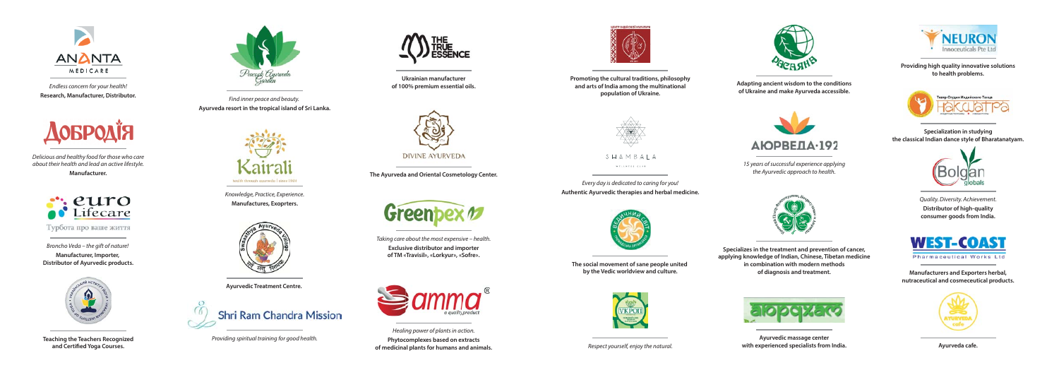ANANTA MEDICARE

*Endless concern for your health!*
**Research, Manufacturer, Distributor.**

ДОБРОДІЯ

*Delicious and healthy food for those who care about their health and lead an active lifestyle.*
**Manufacturer.**

euro Lifecare
Турбота про ваше життя

*Broncho Veda – the gift of nature!*
**Manufacturer, Importer, Distributor of Ayurvedic products.**

**Teaching the Teachers Recognized and Certified Yoga Courses.**

Peacock Ayurveda Garden

*Find inner peace and beauty.*
**Ayurveda resort in the tropical island of Sri Lanka.**

Kairali
health through ayurveda | since 1908

*Knowledge, Practice, Experience.*
**Manufactures, Exoprters.**

**Ayurvedic Treatment Centre.**

Shri Ram Chandra Mission

*Providing spiritual training for good health.*

THE TRUE ESSENCE

**Ukrainian manufacturer of 100% premium essential oils.**

DIVINE AYURVEDA

**The Ayurveda and Oriental Cosmetology Center.**

Greenpex

*Taking care about the most expensive – health.*
**Exclusive distributor and importer of TM «Travisil», «Lorkyur», «Sofre».**

amma
a quality product

*Healing power of plants in action.*
**Phytocomplexes based on extracts of medicinal plants for humans and animals.**

**Promoting the cultural traditions, philosophy and arts of India among the multinational population of Ukraine.**

SHAMBALA

*Every day is dedicated to caring for you!*
**Authentic Ayurvedic therapies and herbal medicine.**

**The social movement of sane people united by the Vedic worldview and culture.**

УКРОП

*Respect yourself, enjoy the natural.*

РАСАЯНА

**Adapting ancient wisdom to the conditions of Ukraine and make Ayurveda accessible.**

АЮРВЕДА·192

*15 years of successful experience applying the Ayurvedic approach to health.*

**Specializes in the treatment and prevention of cancer, applying knowledge of Indian, Chinese, Tibetan medicine in combination with modern methods of diagnosis and treatment.**

аюрдхам

**Ayurvedic massage center with experienced specialists from India.**

NEURON Innoceuticals Pte Ltd

**Providing high quality innovative solutions to health problems.**

Накшатра

**Specialization in studying the classical Indian dance style of Bharatanatyam.**

Bolgan globals

*Quality. Diversity. Achievement.*
**Distributor of high-quality consumer goods from India.**

WEST-COAST
Pharmaceutical Works Ltd

**Manufacturers and Exporters herbal, nutraceutical and cosmeceutical products.**

AYURVEDA cafe

**Ayurveda cafe.**